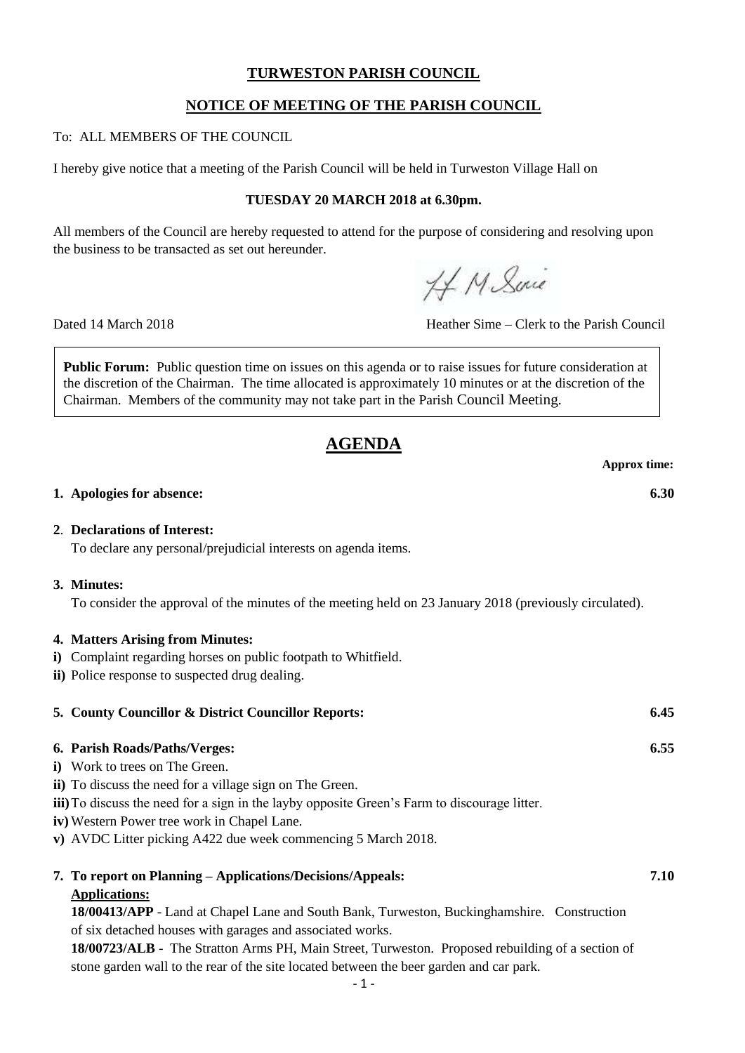# TURWESTON PARISH COUNCIL

## NOTICE OF MEETING OF THE PARISH COUNCIL

To: ALL MEMBERS OF THE COUNCIL

I hereby give notice that a meeting of the Parish Council will be held in Turweston Village Hall on

**TUESDAY 20 MARCH 2018 at 6.30pm.**

All members of the Council are hereby requested to attend for the purpose of considering and resolving upon the business to be transacted as set out hereunder.

H M Sime

Dated 14 March 2018 — Heather Sime – Clerk to the Parish Council

**Public Forum:** Public question time on issues on this agenda or to raise issues for future consideration at the discretion of the Chairman. The time allocated is approximately 10 minutes or at the discretion of the Chairman. Members of the community may not take part in the Parish Council Meeting.

# AGENDA

**Approx time:**

**1. Apologies for absence:** **6.30**

**2. Declarations of Interest:**
To declare any personal/prejudicial interests on agenda items.

**3. Minutes:**
To consider the approval of the minutes of the meeting held on 23 January 2018 (previously circulated).

**4. Matters Arising from Minutes:**

**i)** Complaint regarding horses on public footpath to Whitfield.
**ii)** Police response to suspected drug dealing.

**5. County Councillor & District Councillor Reports:** **6.45**

**6. Parish Roads/Paths/Verges:** **6.55**

**i)** Work to trees on The Green.
**ii)** To discuss the need for a village sign on The Green.
**iii)** To discuss the need for a sign in the layby opposite Green's Farm to discourage litter.
**iv)** Western Power tree work in Chapel Lane.
**v)** AVDC Litter picking A422 due week commencing 5 March 2018.

**7. To report on Planning – Applications/Decisions/Appeals:** **7.10**

**Applications:**

**18/00413/APP** - Land at Chapel Lane and South Bank, Turweston, Buckinghamshire. Construction of six detached houses with garages and associated works.

**18/00723/ALB** - The Stratton Arms PH, Main Street, Turweston. Proposed rebuilding of a section of stone garden wall to the rear of the site located between the beer garden and car park.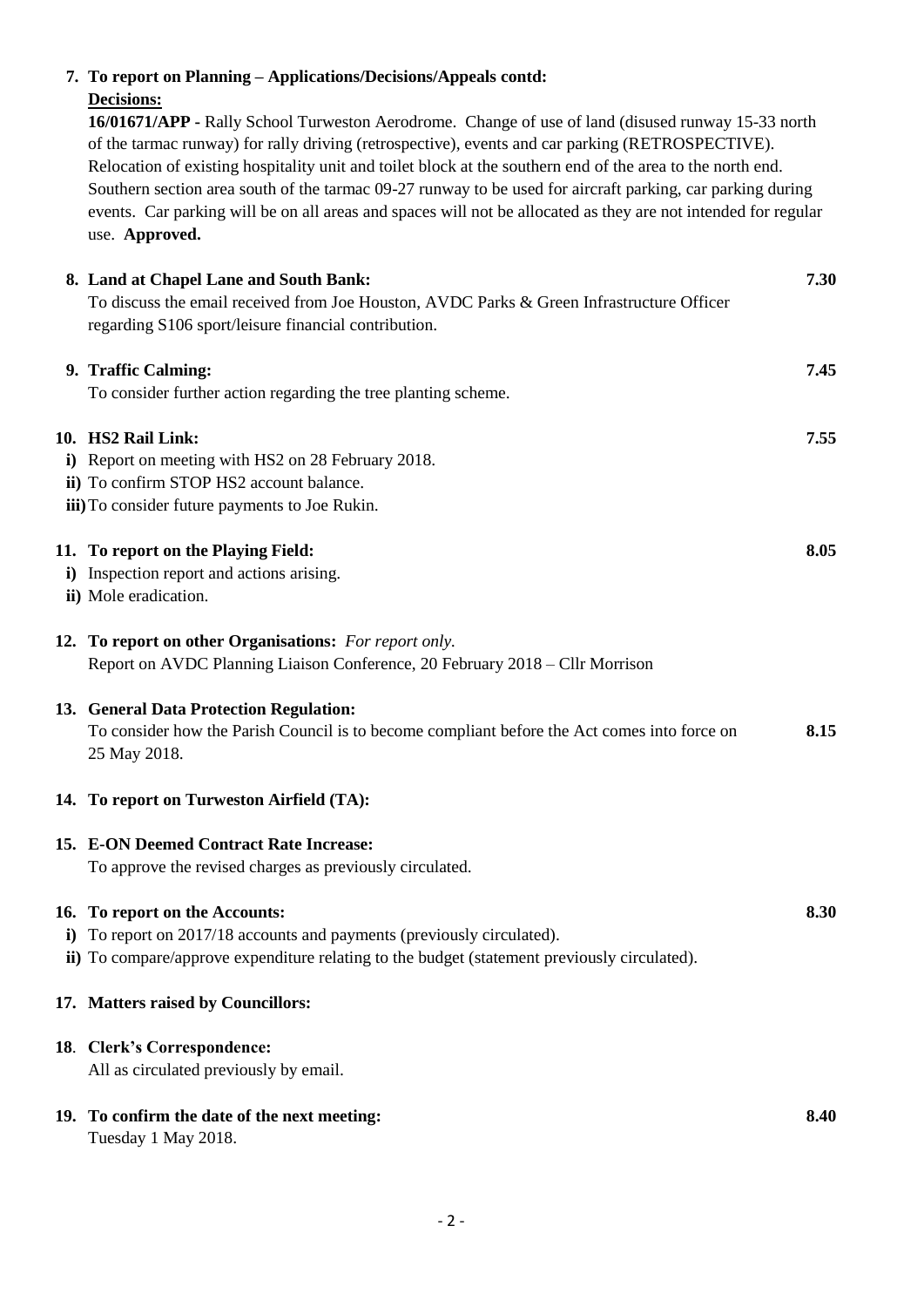**7. To report on Planning – Applications/Decisions/Appeals contd:**

**Decisions:**

**16/01671/APP -** Rally School Turweston Aerodrome. Change of use of land (disused runway 15-33 north of the tarmac runway) for rally driving (retrospective), events and car parking (RETROSPECTIVE). Relocation of existing hospitality unit and toilet block at the southern end of the area to the north end. Southern section area south of the tarmac 09-27 runway to be used for aircraft parking, car parking during events. Car parking will be on all areas and spaces will not be allocated as they are not intended for regular use. **Approved.**

**8. Land at Chapel Lane and South Bank:** **7.30**

To discuss the email received from Joe Houston, AVDC Parks & Green Infrastructure Officer regarding S106 sport/leisure financial contribution.

**9. Traffic Calming:** **7.45**

To consider further action regarding the tree planting scheme.

**10. HS2 Rail Link:** **7.55**

**i)** Report on meeting with HS2 on 28 February 2018.
**ii)** To confirm STOP HS2 account balance.
**iii)** To consider future payments to Joe Rukin.

**11. To report on the Playing Field:** **8.05**

**i)** Inspection report and actions arising.
**ii)** Mole eradication.

**12. To report on other Organisations:** *For report only.*

Report on AVDC Planning Liaison Conference, 20 February 2018 – Cllr Morrison

**13. General Data Protection Regulation:**

To consider how the Parish Council is to become compliant before the Act comes into force on 25 May 2018. **8.15**

**14. To report on Turweston Airfield (TA):**

**15. E-ON Deemed Contract Rate Increase:**

To approve the revised charges as previously circulated.

**16. To report on the Accounts:** **8.30**

**i)** To report on 2017/18 accounts and payments (previously circulated).
**ii)** To compare/approve expenditure relating to the budget (statement previously circulated).

**17. Matters raised by Councillors:**

**18. Clerk's Correspondence:**

All as circulated previously by email.

**19. To confirm the date of the next meeting:** **8.40**

Tuesday 1 May 2018.